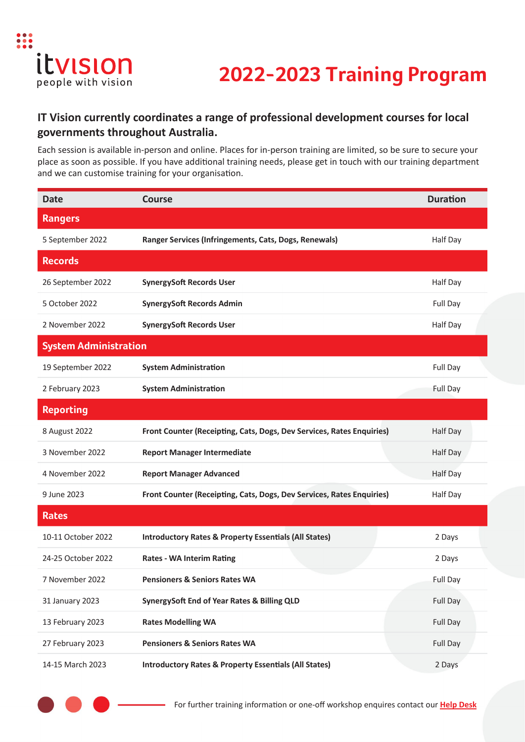itvision
people with vision

# 2022-2023 Training Program

**IT Vision currently coordinates a range of professional development courses for local governments throughout Australia.**

Each session is available in-person and online. Places for in-person training are limited, so be sure to secure your place as soon as possible. If you have additional training needs, please get in touch with our training department and we can customise training for your organisation.

| Date | Course | Duration |
|---|---|---|
| **Rangers** | | |
| 5 September 2022 | **Ranger Services (Infringements, Cats, Dogs, Renewals)** | Half Day |
| **Records** | | |
| 26 September 2022 | **SynergySoft Records User** | Half Day |
| 5 October 2022 | **SynergySoft Records Admin** | Full Day |
| 2 November 2022 | **SynergySoft Records User** | Half Day |
| **System Administration** | | |
| 19 September 2022 | **System Administration** | Full Day |
| 2 February 2023 | **System Administration** | Full Day |
| **Reporting** | | |
| 8 August 2022 | **Front Counter (Receipting, Cats, Dogs, Dev Services, Rates Enquiries)** | Half Day |
| 3 November 2022 | **Report Manager Intermediate** | Half Day |
| 4 November 2022 | **Report Manager Advanced** | Half Day |
| 9 June 2023 | **Front Counter (Receipting, Cats, Dogs, Dev Services, Rates Enquiries)** | Half Day |
| **Rates** | | |
| 10-11 October 2022 | **Introductory Rates & Property Essentials (All States)** | 2 Days |
| 24-25 October 2022 | **Rates - WA Interim Rating** | 2 Days |
| 7 November 2022 | **Pensioners & Seniors Rates WA** | Full Day |
| 31 January 2023 | **SynergySoft End of Year Rates & Billing QLD** | Full Day |
| 13 February 2023 | **Rates Modelling WA** | Full Day |
| 27 February 2023 | **Pensioners & Seniors Rates WA** | Full Day |
| 14-15 March 2023 | **Introductory Rates & Property Essentials (All States)** | 2 Days |

For further training information or one-off workshop enquires contact our Help Desk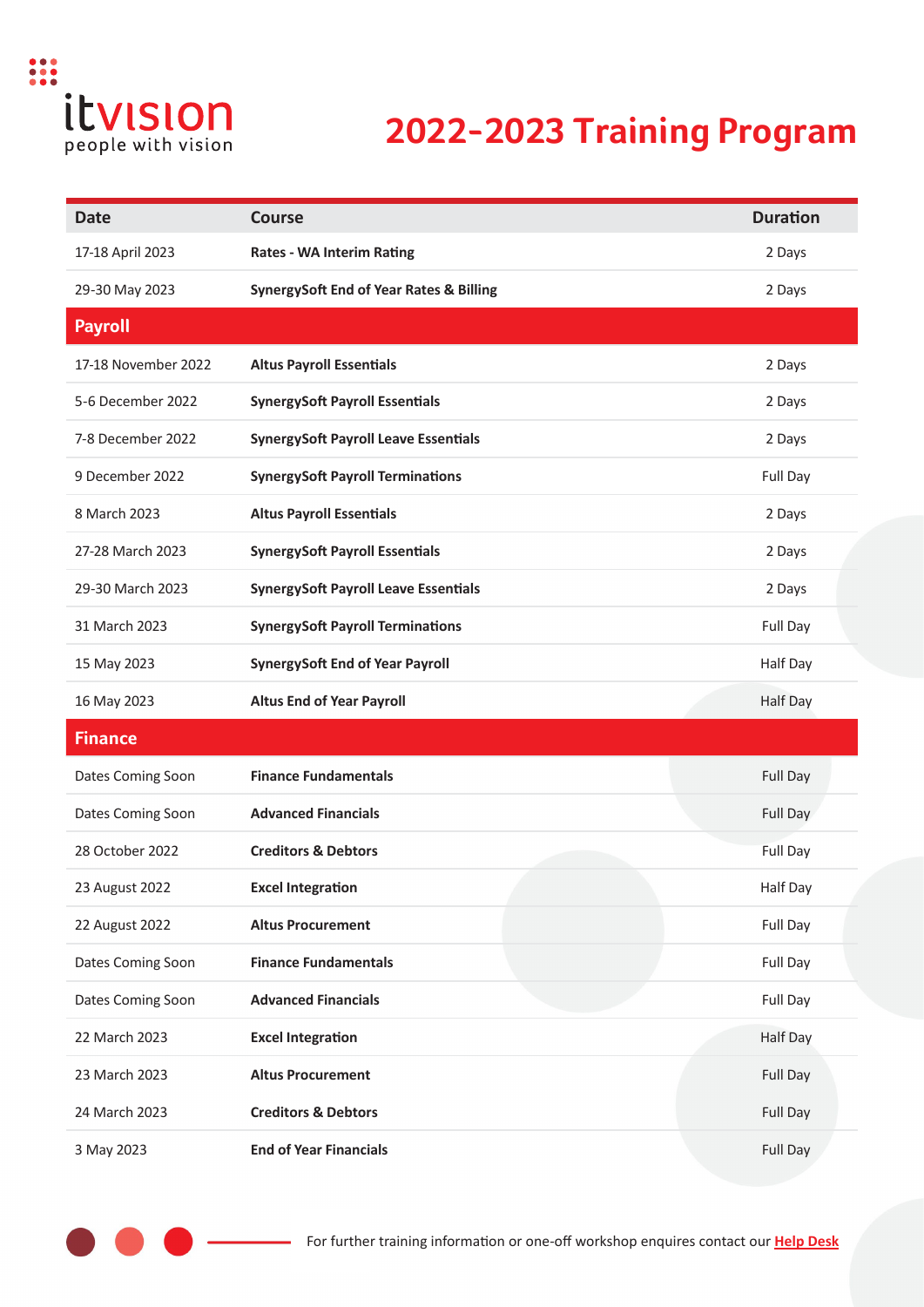# 2022-2023 Training Program

| Date | Course | Duration |
|---|---|---|
| 17-18 April 2023 | **Rates - WA Interim Rating** | 2 Days |
| 29-30 May 2023 | **SynergySoft End of Year Rates & Billing** | 2 Days |
| **Payroll** | | |
| 17-18 November 2022 | **Altus Payroll Essentials** | 2 Days |
| 5-6 December 2022 | **SynergySoft Payroll Essentials** | 2 Days |
| 7-8 December 2022 | **SynergySoft Payroll Leave Essentials** | 2 Days |
| 9 December 2022 | **SynergySoft Payroll Terminations** | Full Day |
| 8 March 2023 | **Altus Payroll Essentials** | 2 Days |
| 27-28 March 2023 | **SynergySoft Payroll Essentials** | 2 Days |
| 29-30 March 2023 | **SynergySoft Payroll Leave Essentials** | 2 Days |
| 31 March 2023 | **SynergySoft Payroll Terminations** | Full Day |
| 15 May 2023 | **SynergySoft End of Year Payroll** | Half Day |
| 16 May 2023 | **Altus End of Year Payroll** | Half Day |
| **Finance** | | |
| Dates Coming Soon | **Finance Fundamentals** | Full Day |
| Dates Coming Soon | **Advanced Financials** | Full Day |
| 28 October 2022 | **Creditors & Debtors** | Full Day |
| 23 August 2022 | **Excel Integration** | Half Day |
| 22 August 2022 | **Altus Procurement** | Full Day |
| Dates Coming Soon | **Finance Fundamentals** | Full Day |
| Dates Coming Soon | **Advanced Financials** | Full Day |
| 22 March 2023 | **Excel Integration** | Half Day |
| 23 March 2023 | **Altus Procurement** | Full Day |
| 24 March 2023 | **Creditors & Debtors** | Full Day |
| 3 May 2023 | **End of Year Financials** | Full Day |

For further training information or one-off workshop enquires contact our Help Desk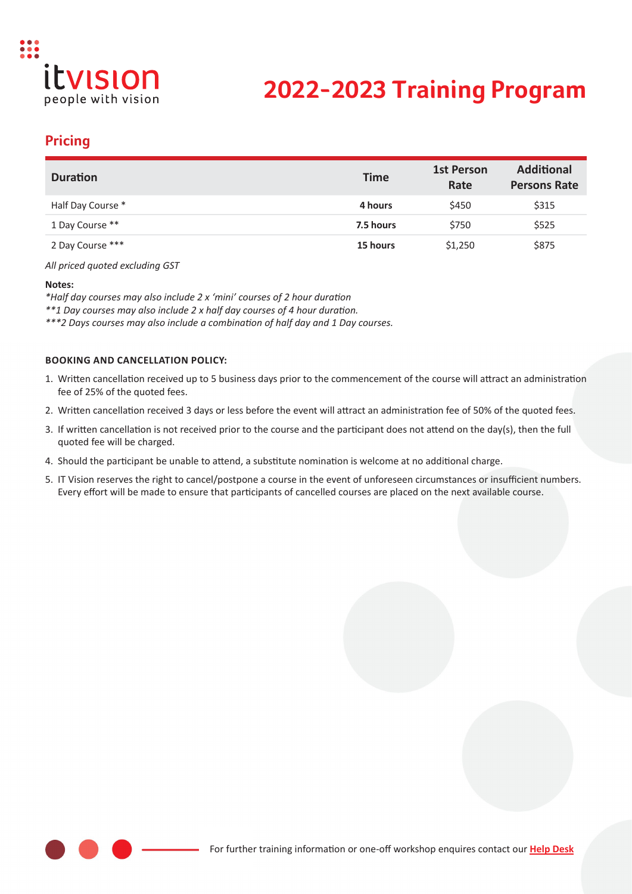itvision
people with vision

# 2022-2023 Training Program

## Pricing

| Duration | Time | 1st Person Rate | Additional Persons Rate |
|---|---|---|---|
| Half Day Course * | **4 hours** | $450 | $315 |
| 1 Day Course ** | **7.5 hours** | $750 | $525 |
| 2 Day Course *** | **15 hours** | $1,250 | $875 |

*All priced quoted excluding GST*

**Notes:**

*\*Half day courses may also include 2 x 'mini' courses of 2 hour duration*

*\*\*1 Day courses may also include 2 x half day courses of 4 hour duration.*

*\*\*\*2 Days courses may also include a combination of half day and 1 Day courses.*

**BOOKING AND CANCELLATION POLICY:**

1. Written cancellation received up to 5 business days prior to the commencement of the course will attract an administration fee of 25% of the quoted fees.
2. Written cancellation received 3 days or less before the event will attract an administration fee of 50% of the quoted fees.
3. If written cancellation is not received prior to the course and the participant does not attend on the day(s), then the full quoted fee will be charged.
4. Should the participant be unable to attend, a substitute nomination is welcome at no additional charge.
5. IT Vision reserves the right to cancel/postpone a course in the event of unforeseen circumstances or insufficient numbers. Every effort will be made to ensure that participants of cancelled courses are placed on the next available course.

For further training information or one-off workshop enquires contact our **Help Desk**